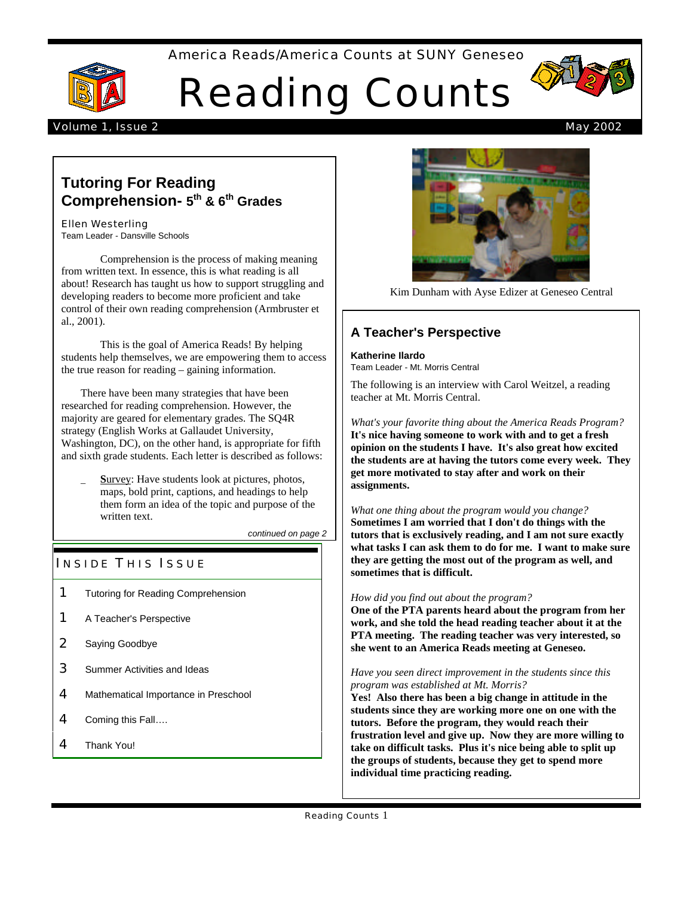America Reads/America Counts at SUNY Geneseo

# Reading Counts

Volume 1, Issue 2 — May 2002

## Tutoring For Reading Comprehension- 5th & 6th Grades

Ellen Westerling
Team Leader - Dansville Schools

Comprehension is the process of making meaning from written text. In essence, this is what reading is all about! Research has taught us how to support struggling and developing readers to become more proficient and take control of their own reading comprehension (Armbruster et al., 2001).

This is the goal of America Reads! By helping students help themselves, we are empowering them to access the true reason for reading – gaining information.

There have been many strategies that have been researched for reading comprehension. However, the majority are geared for elementary grades. The SQ4R strategy (English Works at Gallaudet University, Washington, DC), on the other hand, is appropriate for fifth and sixth grade students. Each letter is described as follows:

- **S**urvey: Have students look at pictures, photos, maps, bold print, captions, and headings to help them form an idea of the topic and purpose of the written text.

*continued on page 2*

### Inside This Issue

| | |
|---|---|
| 1 | Tutoring for Reading Comprehension |
| 1 | A Teacher's Perspective |
| 2 | Saying Goodbye |
| 3 | Summer Activities and Ideas |
| 4 | Mathematical Importance in Preschool |
| 4 | Coming this Fall…. |
| 4 | Thank You! |

Kim Dunham with Ayse Edizer at Geneseo Central

## A Teacher's Perspective

**Katherine Ilardo**
Team Leader - Mt. Morris Central

The following is an interview with Carol Weitzel, a reading teacher at Mt. Morris Central.

*What's your favorite thing about the America Reads Program?*
**It's nice having someone to work with and to get a fresh opinion on the students I have. It's also great how excited the students are at having the tutors come every week. They get more motivated to stay after and work on their assignments.**

*What one thing about the program would you change?*
**Sometimes I am worried that I don't do things with the tutors that is exclusively reading, and I am not sure exactly what tasks I can ask them to do for me. I want to make sure they are getting the most out of the program as well, and sometimes that is difficult.**

*How did you find out about the program?*
**One of the PTA parents heard about the program from her work, and she told the head reading teacher about it at the PTA meeting. The reading teacher was very interested, so she went to an America Reads meeting at Geneseo.**

*Have you seen direct improvement in the students since this program was established at Mt. Morris?*
**Yes! Also there has been a big change in attitude in the students since they are working more one on one with the tutors. Before the program, they would reach their frustration level and give up. Now they are more willing to take on difficult tasks. Plus it's nice being able to split up the groups of students, because they get to spend more individual time practicing reading.**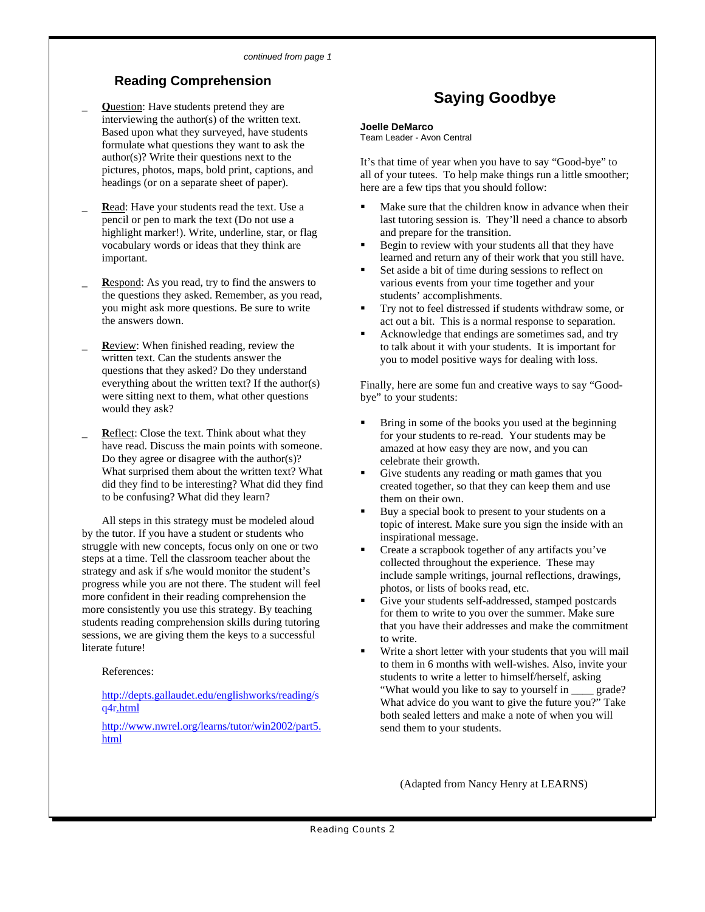*continued from page 1*

## Reading Comprehension

- **Q**uestion: Have students pretend they are interviewing the author(s) of the written text. Based upon what they surveyed, have students formulate what questions they want to ask the author(s)? Write their questions next to the pictures, photos, maps, bold print, captions, and headings (or on a separate sheet of paper).

- **R**ead: Have your students read the text. Use a pencil or pen to mark the text (Do not use a highlight marker!). Write, underline, star, or flag vocabulary words or ideas that they think are important.

- **R**espond: As you read, try to find the answers to the questions they asked. Remember, as you read, you might ask more questions. Be sure to write the answers down.

- **R**eview: When finished reading, review the written text. Can the students answer the questions that they asked? Do they understand everything about the written text? If the author(s) were sitting next to them, what other questions would they ask?

- **R**eflect: Close the text. Think about what they have read. Discuss the main points with someone. Do they agree or disagree with the author(s)? What surprised them about the written text? What did they find to be interesting? What did they find to be confusing? What did they learn?

All steps in this strategy must be modeled aloud by the tutor. If you have a student or students who struggle with new concepts, focus only on one or two steps at a time. Tell the classroom teacher about the strategy and ask if s/he would monitor the student's progress while you are not there. The student will feel more confident in their reading comprehension the more consistently you use this strategy. By teaching students reading comprehension skills during tutoring sessions, we are giving them the keys to a successful literate future!

References:

http://depts.gallaudet.edu/englishworks/reading/sq4r.html

http://www.nwrel.org/learns/tutor/win2002/part5.html

# Saying Goodbye

**Joelle DeMarco**
Team Leader - Avon Central

It's that time of year when you have to say "Good-bye" to all of your tutees. To help make things run a little smoother; here are a few tips that you should follow:

- Make sure that the children know in advance when their last tutoring session is. They'll need a chance to absorb and prepare for the transition.
- Begin to review with your students all that they have learned and return any of their work that you still have.
- Set aside a bit of time during sessions to reflect on various events from your time together and your students' accomplishments.
- Try not to feel distressed if students withdraw some, or act out a bit. This is a normal response to separation.
- Acknowledge that endings are sometimes sad, and try to talk about it with your students. It is important for you to model positive ways for dealing with loss.

Finally, here are some fun and creative ways to say "Good-bye" to your students:

- Bring in some of the books you used at the beginning for your students to re-read. Your students may be amazed at how easy they are now, and you can celebrate their growth.
- Give students any reading or math games that you created together, so that they can keep them and use them on their own.
- Buy a special book to present to your students on a topic of interest. Make sure you sign the inside with an inspirational message.
- Create a scrapbook together of any artifacts you've collected throughout the experience. These may include sample writings, journal reflections, drawings, photos, or lists of books read, etc.
- Give your students self-addressed, stamped postcards for them to write to you over the summer. Make sure that you have their addresses and make the commitment to write.
- Write a short letter with your students that you will mail to them in 6 months with well-wishes. Also, invite your students to write a letter to himself/herself, asking "What would you like to say to yourself in ____ grade? What advice do you want to give the future you?" Take both sealed letters and make a note of when you will send them to your students.

(Adapted from Nancy Henry at LEARNS)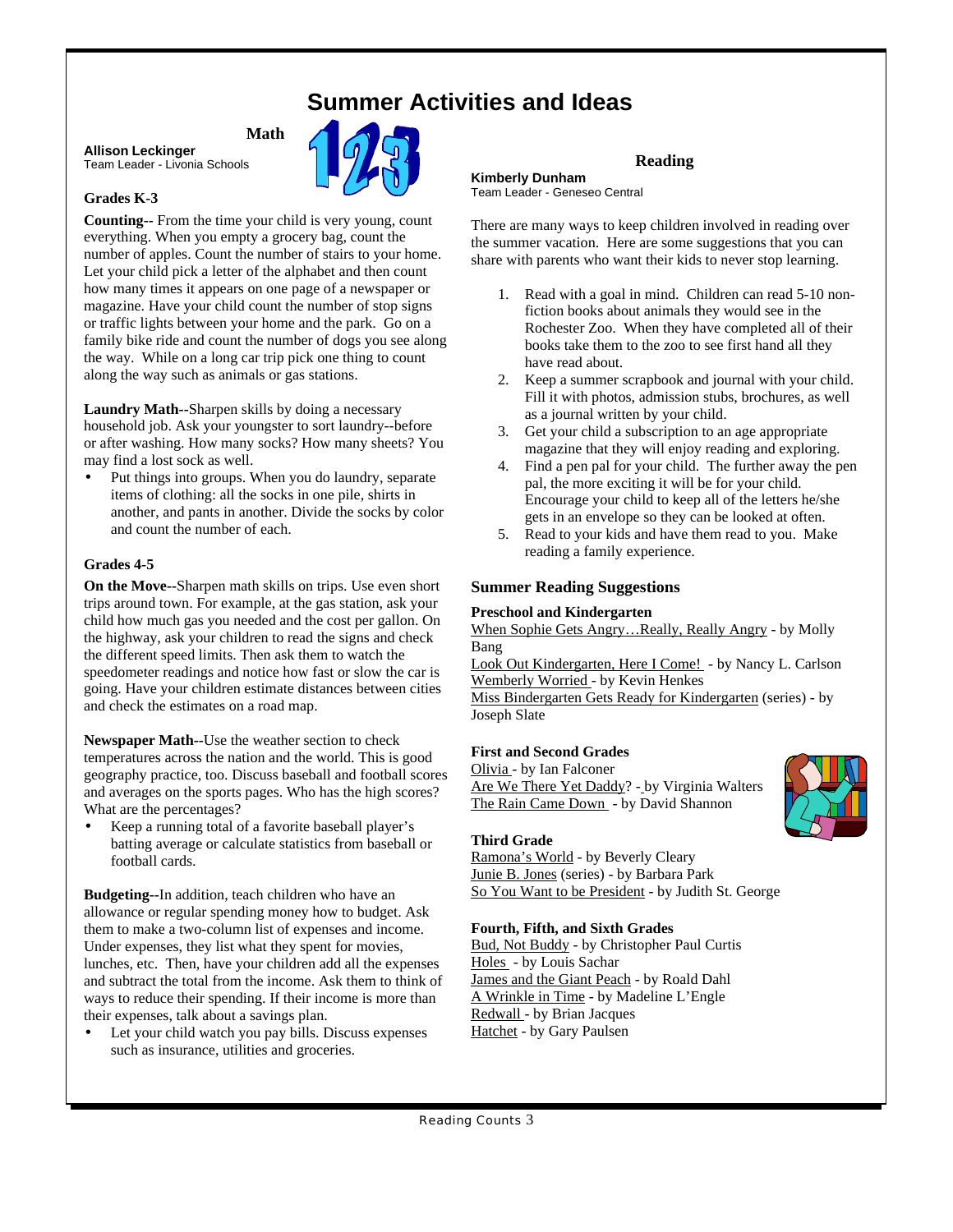# Summer Activities and Ideas

## Math

**Allison Leckinger**
Team Leader - Livonia Schools

### Grades K-3

**Counting--** From the time your child is very young, count everything. When you empty a grocery bag, count the number of apples. Count the number of stairs to your home. Let your child pick a letter of the alphabet and then count how many times it appears on one page of a newspaper or magazine. Have your child count the number of stop signs or traffic lights between your home and the park. Go on a family bike ride and count the number of dogs you see along the way. While on a long car trip pick one thing to count along the way such as animals or gas stations.

**Laundry Math**--Sharpen skills by doing a necessary household job. Ask your youngster to sort laundry--before or after washing. How many socks? How many sheets? You may find a lost sock as well.

- Put things into groups. When you do laundry, separate items of clothing: all the socks in one pile, shirts in another, and pants in another. Divide the socks by color and count the number of each.

### Grades 4-5

**On the Move--**Sharpen math skills on trips. Use even short trips around town. For example, at the gas station, ask your child how much gas you needed and the cost per gallon. On the highway, ask your children to read the signs and check the different speed limits. Then ask them to watch the speedometer readings and notice how fast or slow the car is going. Have your children estimate distances between cities and check the estimates on a road map.

**Newspaper Math--**Use the weather section to check temperatures across the nation and the world. This is good geography practice, too. Discuss baseball and football scores and averages on the sports pages. Who has the high scores? What are the percentages?

- Keep a running total of a favorite baseball player's batting average or calculate statistics from baseball or football cards.

**Budgeting--**In addition, teach children who have an allowance or regular spending money how to budget. Ask them to make a two-column list of expenses and income. Under expenses, they list what they spent for movies, lunches, etc. Then, have your children add all the expenses and subtract the total from the income. Ask them to think of ways to reduce their spending. If their income is more than their expenses, talk about a savings plan.

- Let your child watch you pay bills. Discuss expenses such as insurance, utilities and groceries.

## Reading

**Kimberly Dunham**
Team Leader - Geneseo Central

There are many ways to keep children involved in reading over the summer vacation. Here are some suggestions that you can share with parents who want their kids to never stop learning.

1. Read with a goal in mind. Children can read 5-10 non-fiction books about animals they would see in the Rochester Zoo. When they have completed all of their books take them to the zoo to see first hand all they have read about.
2. Keep a summer scrapbook and journal with your child. Fill it with photos, admission stubs, brochures, as well as a journal written by your child.
3. Get your child a subscription to an age appropriate magazine that they will enjoy reading and exploring.
4. Find a pen pal for your child. The further away the pen pal, the more exciting it will be for your child. Encourage your child to keep all of the letters he/she gets in an envelope so they can be looked at often.
5. Read to your kids and have them read to you. Make reading a family experience.

### Summer Reading Suggestions

**Preschool and Kindergarten**

When Sophie Gets Angry…Really, Really Angry - by Molly Bang
Look Out Kindergarten, Here I Come! - by Nancy L. Carlson
Wemberly Worried - by Kevin Henkes
Miss Bindergarten Gets Ready for Kindergarten (series) - by Joseph Slate

**First and Second Grades**

Olivia - by Ian Falconer
Are We There Yet Daddy? - by Virginia Walters
The Rain Came Down - by David Shannon

**Third Grade**

Ramona's World - by Beverly Cleary
Junie B. Jones (series) - by Barbara Park
So You Want to be President - by Judith St. George

**Fourth, Fifth, and Sixth Grades**

Bud, Not Buddy - by Christopher Paul Curtis
Holes - by Louis Sachar
James and the Giant Peach - by Roald Dahl
A Wrinkle in Time - by Madeline L'Engle
Redwall - by Brian Jacques
Hatchet - by Gary Paulsen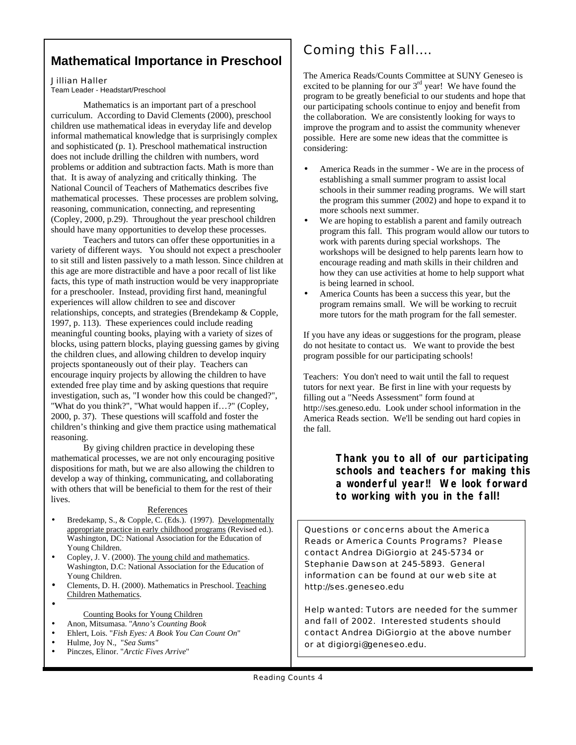## Mathematical Importance in Preschool

Jillian Haller
Team Leader - Headstart/Preschool

Mathematics is an important part of a preschool curriculum. According to David Clements (2000), preschool children use mathematical ideas in everyday life and develop informal mathematical knowledge that is surprisingly complex and sophisticated (p. 1). Preschool mathematical instruction does not include drilling the children with numbers, word problems or addition and subtraction facts. Math is more than that. It is away of analyzing and critically thinking. The National Council of Teachers of Mathematics describes five mathematical processes. These processes are problem solving, reasoning, communication, connecting, and representing (Copley, 2000, p.29). Throughout the year preschool children should have many opportunities to develop these processes.

Teachers and tutors can offer these opportunities in a variety of different ways. You should not expect a preschooler to sit still and listen passively to a math lesson. Since children at this age are more distractible and have a poor recall of list like facts, this type of math instruction would be very inappropriate for a preschooler. Instead, providing first hand, meaningful experiences will allow children to see and discover relationships, concepts, and strategies (Brendekamp & Copple, 1997, p. 113). These experiences could include reading meaningful counting books, playing with a variety of sizes of blocks, using pattern blocks, playing guessing games by giving the children clues, and allowing children to develop inquiry projects spontaneously out of their play. Teachers can encourage inquiry projects by allowing the children to have extended free play time and by asking questions that require investigation, such as, "I wonder how this could be changed?", "What do you think?", "What would happen if…?" (Copley, 2000, p. 37). These questions will scaffold and foster the children's thinking and give them practice using mathematical reasoning.

By giving children practice in developing these mathematical processes, we are not only encouraging positive dispositions for math, but we are also allowing the children to develop a way of thinking, communicating, and collaborating with others that will be beneficial to them for the rest of their lives.

References

- Bredekamp, S., & Copple, C. (Eds.). (1997). Developmentally appropriate practice in early childhood programs (Revised ed.). Washington, DC: National Association for the Education of Young Children.
- Copley, J. V. (2000). The young child and mathematics. Washington, D.C: National Association for the Education of Young Children.
- Clements, D. H. (2000). Mathematics in Preschool. Teaching Children Mathematics.

Counting Books for Young Children

- Anon, Mitsumasa. "*Anno's Counting Book*
- Ehlert, Lois. "*Fish Eyes: A Book You Can Count On*"
- Hulme, Joy N., "*Sea Sums*"
- Pinczes, Elinor. "*Arctic Fives Arrive*"

## Coming this Fall....

The America Reads/Counts Committee at SUNY Geneseo is excited to be planning for our 3rd year! We have found the program to be greatly beneficial to our students and hope that our participating schools continue to enjoy and benefit from the collaboration. We are consistently looking for ways to improve the program and to assist the community whenever possible. Here are some new ideas that the committee is considering:

- America Reads in the summer - We are in the process of establishing a small summer program to assist local schools in their summer reading programs. We will start the program this summer (2002) and hope to expand it to more schools next summer.
- We are hoping to establish a parent and family outreach program this fall. This program would allow our tutors to work with parents during special workshops. The workshops will be designed to help parents learn how to encourage reading and math skills in their children and how they can use activities at home to help support what is being learned in school.
- America Counts has been a success this year, but the program remains small. We will be working to recruit more tutors for the math program for the fall semester.

If you have any ideas or suggestions for the program, please do not hesitate to contact us. We want to provide the best program possible for our participating schools!

Teachers: You don't need to wait until the fall to request tutors for next year. Be first in line with your requests by filling out a "Needs Assessment" form found at http://ses.geneso.edu. Look under school information in the America Reads section. We'll be sending out hard copies in the fall.

***Thank you to all of our participating schools and teachers for making this a wonderful year!! We look forward to working with you in the fall!***

Questions or concerns about the America Reads or America Counts Programs? Please contact Andrea DiGiorgio at 245-5734 or Stephanie Dawson at 245-5893. General information can be found at our web site at http://ses.geneseo.edu

Help wanted: Tutors are needed for the summer and fall of 2002. Interested students should contact Andrea DiGiorgio at the above number or at digiorgi@geneseo.edu.